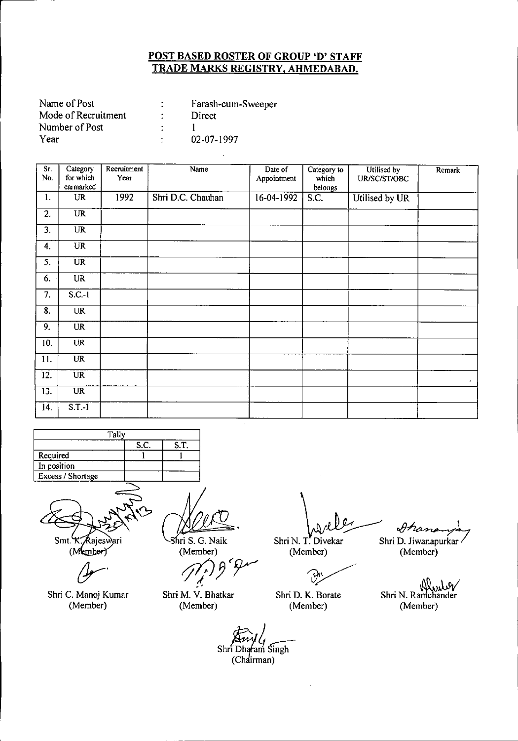# POST BASED ROSTER OF GROUP 'D' STAFF
# TRADE MARKS REGISTRY, AHMEDABAD.

Name of Post : Farash-cum-Sweeper
Mode of Recruitment : Direct
Number of Post : 1
Year : 02-07-1997

| Sr. No. | Category for which earmarked | Recruitment Year | Name | Date of Appointment | Category to which belongs | Utilised by UR/SC/ST/OBC | Remark |
|---|---|---|---|---|---|---|---|
| 1. | UR | 1992 | Shri D.C. Chauhan | 16-04-1992 | S.C. | Utilised by UR | |
| 2. | UR | | | | | | |
| 3. | UR | | | | | | |
| 4. | UR | | | | | | |
| 5. | UR | | | | | | |
| 6. | UR | | | | | | |
| 7. | S.C.-1 | | | | | | |
| 8. | UR | | | | | | |
| 9. | UR | | | | | | |
| 10. | UR | | | | | | |
| 11. | UR | | | | | | |
| 12. | UR | | | | | | |
| 13. | UR | | | | | | |
| 14. | S.T.-1 | | | | | | |

| Tally | S.C. | S.T. |
|---|---|---|
| Required | 1 | 1 |
| In position | | |
| Excess / Shortage | | |

Smt. K. Rajeswari (Member)

Shri S. G. Naik (Member)

Shri N. T. Divekar (Member)

Shri D. Jiwanapurkar (Member)

Shri C. Manoj Kumar (Member)

Shri M. V. Bhatkar (Member)

Shri D. K. Borate (Member)

Shri N. Ramchander (Member)

Shri Dharam Singh (Chairman)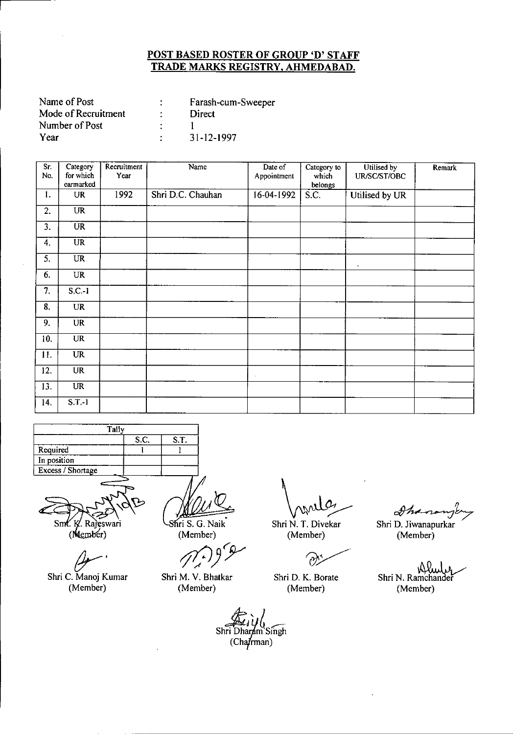## POST BASED ROSTER OF GROUP 'D' STAFF
## TRADE MARKS REGISTRY, AHMEDABAD.

| | | |
|---|---|---|
| Name of Post | : | Farash-cum-Sweeper |
| Mode of Recruitment | : | Direct |
| Number of Post | : | 1 |
| Year | : | 31-12-1997 |

| Sr. No. | Category for which earmarked | Recruitment Year | Name | Date of Appointment | Category to which belongs | Utilised by UR/SC/ST/OBC | Remark |
|---|---|---|---|---|---|---|---|
| 1. | UR | 1992 | Shri D.C. Chauhan | 16-04-1992 | S.C. | Utilised by UR | |
| 2. | UR | | | | | | |
| 3. | UR | | | | | | |
| 4. | UR | | | | | | |
| 5. | UR | | | | | | |
| 6. | UR | | | | | | |
| 7. | S.C.-1 | | | | | | |
| 8. | UR | | | | | | |
| 9. | UR | | | | | | |
| 10. | UR | | | | | | |
| 11. | UR | | | | | | |
| 12. | UR | | | | | | |
| 13. | UR | | | | | | |
| 14. | S.T.-1 | | | | | | |

| Tally | S.C. | S.T. |
|---|---|---|
| Required | 1 | 1 |
| In position | | |
| Excess / Shortage | | |

Smt. K. Rajeswari (Member) | Shri S. G. Naik (Member) | Shri N. T. Divekar (Member) | Shri D. Jiwanapurkar (Member)

Shri C. Manoj Kumar (Member) | Shri M. V. Bhatkar (Member) | Shri D. K. Borate (Member) | Shri N. Ramchander (Member)

Shri Dharam Singh (Chairman)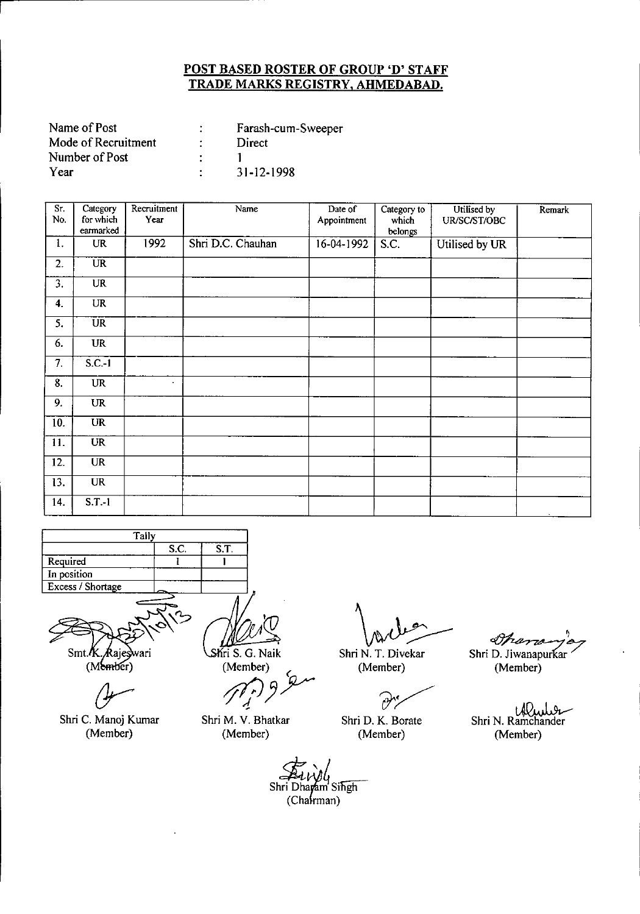## POST BASED ROSTER OF GROUP 'D' STAFF
## TRADE MARKS REGISTRY, AHMEDABAD.

| | | |
|---|---|---|
| Name of Post | : | Farash-cum-Sweeper |
| Mode of Recruitment | : | Direct |
| Number of Post | : | 1 |
| Year | : | 31-12-1998 |

| Sr. No. | Category for which earmarked | Recruitment Year | Name | Date of Appointment | Category to which belongs | Utilised by UR/SC/ST/OBC | Remark |
|---|---|---|---|---|---|---|---|
| 1. | UR | 1992 | Shri D.C. Chauhan | 16-04-1992 | S.C. | Utilised by UR | |
| 2. | UR | | | | | | |
| 3. | UR | | | | | | |
| 4. | UR | | | | | | |
| 5. | UR | | | | | | |
| 6. | UR | | | | | | |
| 7. | S.C.-1 | | | | | | |
| 8. | UR | | | | | | |
| 9. | UR | | | | | | |
| 10. | UR | | | | | | |
| 11. | UR | | | | | | |
| 12. | UR | | | | | | |
| 13. | UR | | | | | | |
| 14. | S.T.-1 | | | | | | |

| Tally | S.C. | S.T. |
|---|---|---|
| Required | 1 | 1 |
| In position | | |
| Excess / Shortage | | |

Smt. K. Rajeswari (Member) — Shri S. G. Naik (Member) — Shri N. T. Divekar (Member) — Shri D. Jiwanapurkar (Member)

Shri C. Manoj Kumar (Member) — Shri M. V. Bhatkar (Member) — Shri D. K. Borate (Member) — Shri N. Ramchander (Member)

Shri Dharam Singh (Chairman)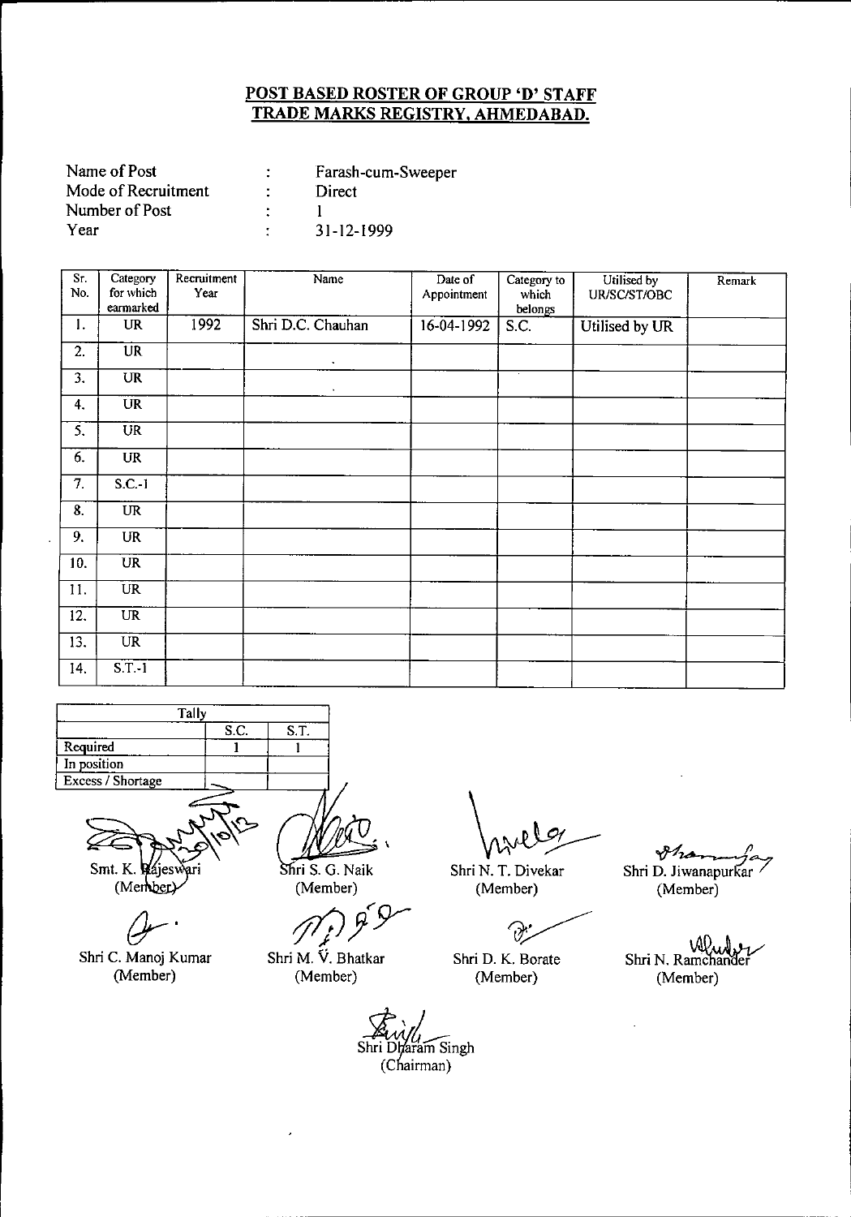**POST BASED ROSTER OF GROUP 'D' STAFF**
**TRADE MARKS REGISTRY, AHMEDABAD.**

| | | |
|---|---|---|
| Name of Post | : | Farash-cum-Sweeper |
| Mode of Recruitment | : | Direct |
| Number of Post | : | 1 |
| Year | : | 31-12-1999 |

| Sr. No. | Category for which earmarked | Recruitment Year | Name | Date of Appointment | Category to which belongs | Utilised by UR/SC/ST/OBC | Remark |
|---|---|---|---|---|---|---|---|
| 1. | UR | 1992 | Shri D.C. Chauhan | 16-04-1992 | S.C. | Utilised by UR | |
| 2. | UR | | | | | | |
| 3. | UR | | | | | | |
| 4. | UR | | | | | | |
| 5. | UR | | | | | | |
| 6. | UR | | | | | | |
| 7. | S.C.-1 | | | | | | |
| 8. | UR | | | | | | |
| 9. | UR | | | | | | |
| 10. | UR | | | | | | |
| 11. | UR | | | | | | |
| 12. | UR | | | | | | |
| 13. | UR | | | | | | |
| 14. | S.T.-1 | | | | | | |

| Tally | S.C. | S.T. |
|---|---|---|
| Required | 1 | 1 |
| In position | | |
| Excess / Shortage | | |

Smt. K. Rajeswari (Member)

Shri S. G. Naik (Member)

Shri N. T. Divekar (Member)

Shri D. Jiwanapurkar (Member)

Shri C. Manoj Kumar (Member)

Shri M. V. Bhatkar (Member)

Shri D. K. Borate (Member)

Shri N. Ramchander (Member)

Shri Dharam Singh (Chairman)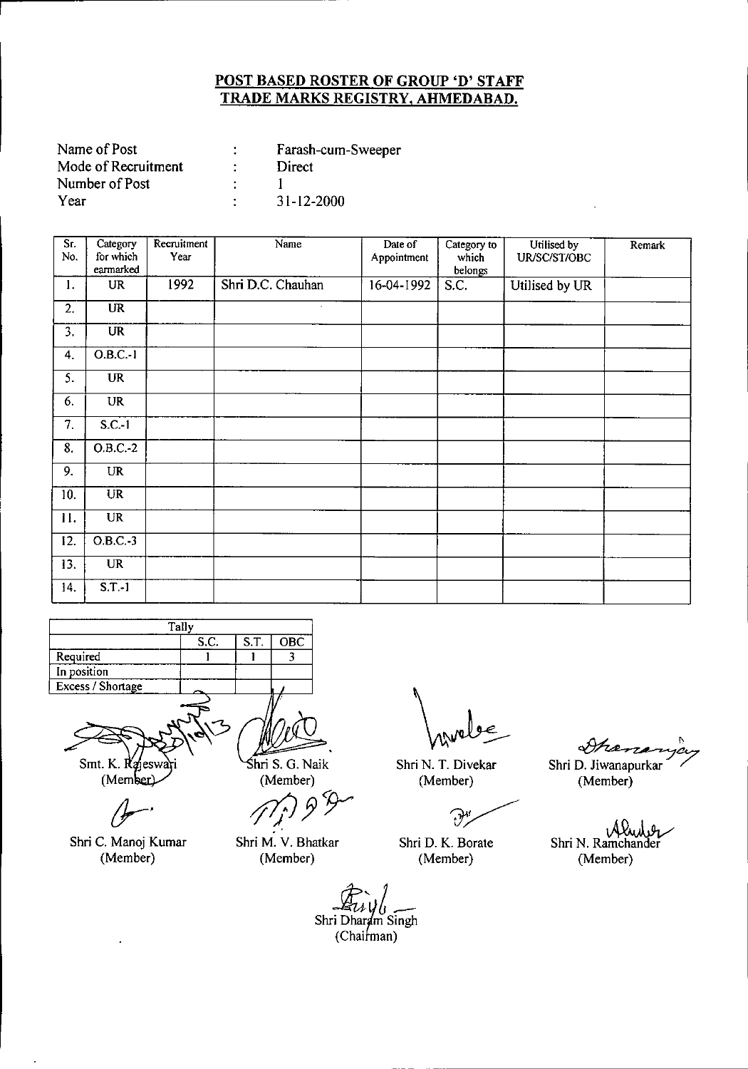## POST BASED ROSTER OF GROUP 'D' STAFF
## TRADE MARKS REGISTRY, AHMEDABAD.

| | | |
|---|---|---|
| Name of Post | : | Farash-cum-Sweeper |
| Mode of Recruitment | : | Direct |
| Number of Post | : | 1 |
| Year | : | 31-12-2000 |

| Sr. No. | Category for which earmarked | Recruitment Year | Name | Date of Appointment | Category to which belongs | Utilised by UR/SC/ST/OBC | Remark |
|---|---|---|---|---|---|---|---|
| 1. | UR | 1992 | Shri D.C. Chauhan | 16-04-1992 | S.C. | Utilised by UR | |
| 2. | UR | | | | | | |
| 3. | UR | | | | | | |
| 4. | O.B.C.-1 | | | | | | |
| 5. | UR | | | | | | |
| 6. | UR | | | | | | |
| 7. | S.C.-1 | | | | | | |
| 8. | O.B.C.-2 | | | | | | |
| 9. | UR | | | | | | |
| 10. | UR | | | | | | |
| 11. | UR | | | | | | |
| 12. | O.B.C.-3 | | | | | | |
| 13. | UR | | | | | | |
| 14. | S.T.-1 | | | | | | |

| Tally | S.C. | S.T. | OBC |
|---|---|---|---|
| Required | 1 | 1 | 3 |
| In position | | | |
| Excess / Shortage | | | |

Smt. K. Rajeswari (Member)

Shri S. G. Naik (Member)

Shri N. T. Divekar (Member)

Shri D. Jiwanapurkar (Member)

Shri C. Manoj Kumar (Member)

Shri M. V. Bhatkar (Member)

Shri D. K. Borate (Member)

Shri N. Ramchander (Member)

Shri Dharam Singh (Chairman)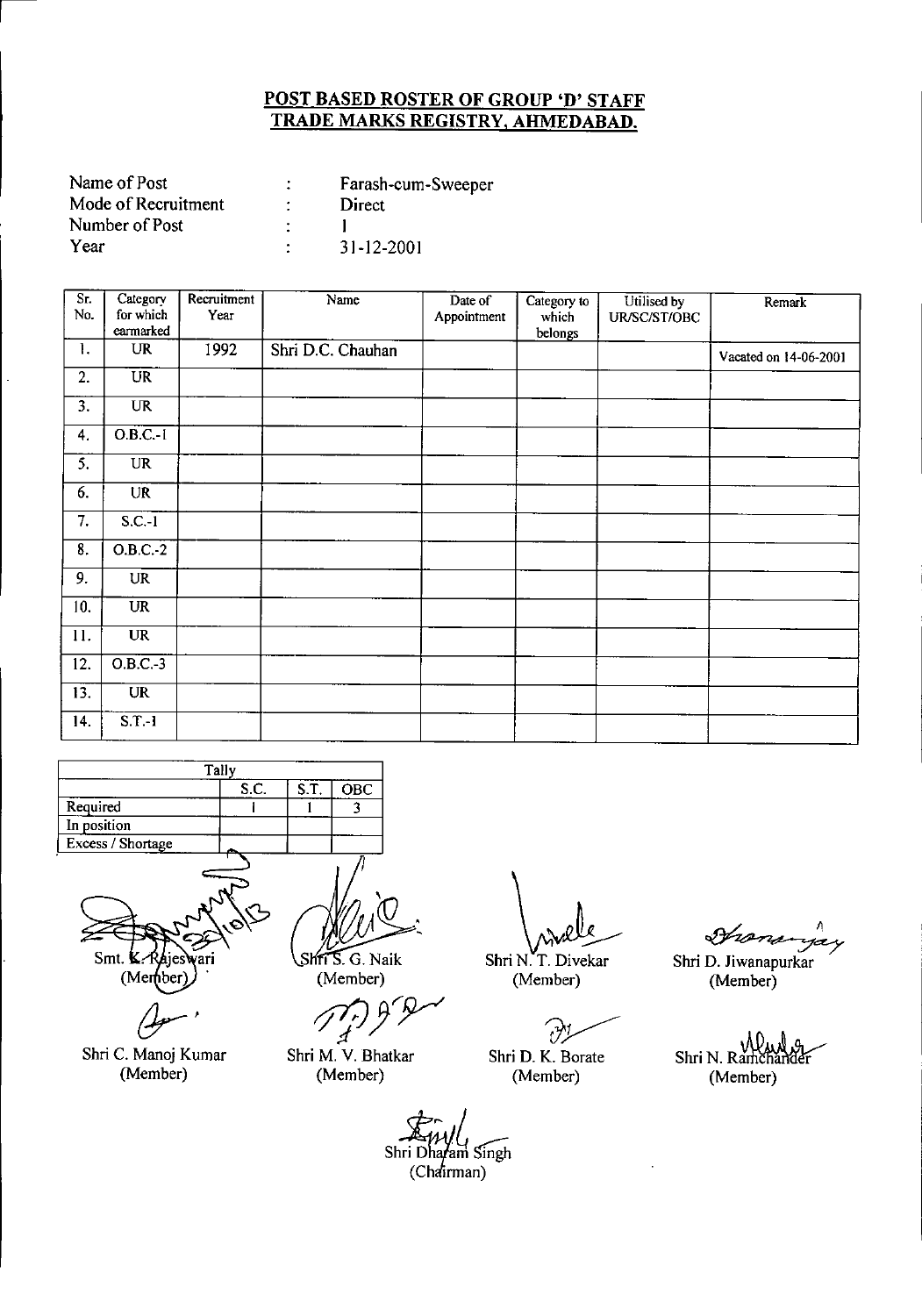## POST BASED ROSTER OF GROUP 'D' STAFF
## TRADE MARKS REGISTRY, AHMEDABAD.

| | | |
|---|---|---|
| Name of Post | : | Farash-cum-Sweeper |
| Mode of Recruitment | : | Direct |
| Number of Post | : | 1 |
| Year | : | 31-12-2001 |

| Sr. No. | Category for which earmarked | Recruitment Year | Name | Date of Appointment | Category to which belongs | Utilised by UR/SC/ST/OBC | Remark |
|---|---|---|---|---|---|---|---|
| 1. | UR | 1992 | Shri D.C. Chauhan | | | | Vacated on 14-06-2001 |
| 2. | UR | | | | | | |
| 3. | UR | | | | | | |
| 4. | O.B.C.-1 | | | | | | |
| 5. | UR | | | | | | |
| 6. | UR | | | | | | |
| 7. | S.C.-1 | | | | | | |
| 8. | O.B.C.-2 | | | | | | |
| 9. | UR | | | | | | |
| 10. | UR | | | | | | |
| 11. | UR | | | | | | |
| 12. | O.B.C.-3 | | | | | | |
| 13. | UR | | | | | | |
| 14. | S.T.-1 | | | | | | |

| Tally | | | |
|---|---|---|---|
| | S.C. | S.T. | OBC |
| Required | 1 | 1 | 3 |
| In position | | | |
| Excess / Shortage | | | |

Smt. K. Rajeswari (Member)

Shri S. G. Naik (Member)

Shri N. T. Divekar (Member)

Shri D. Jiwanapurkar (Member)

Shri C. Manoj Kumar (Member)

Shri M. V. Bhatkar (Member)

Shri D. K. Borate (Member)

Shri N. Ramchander (Member)

Shri Dharam Singh (Chairman)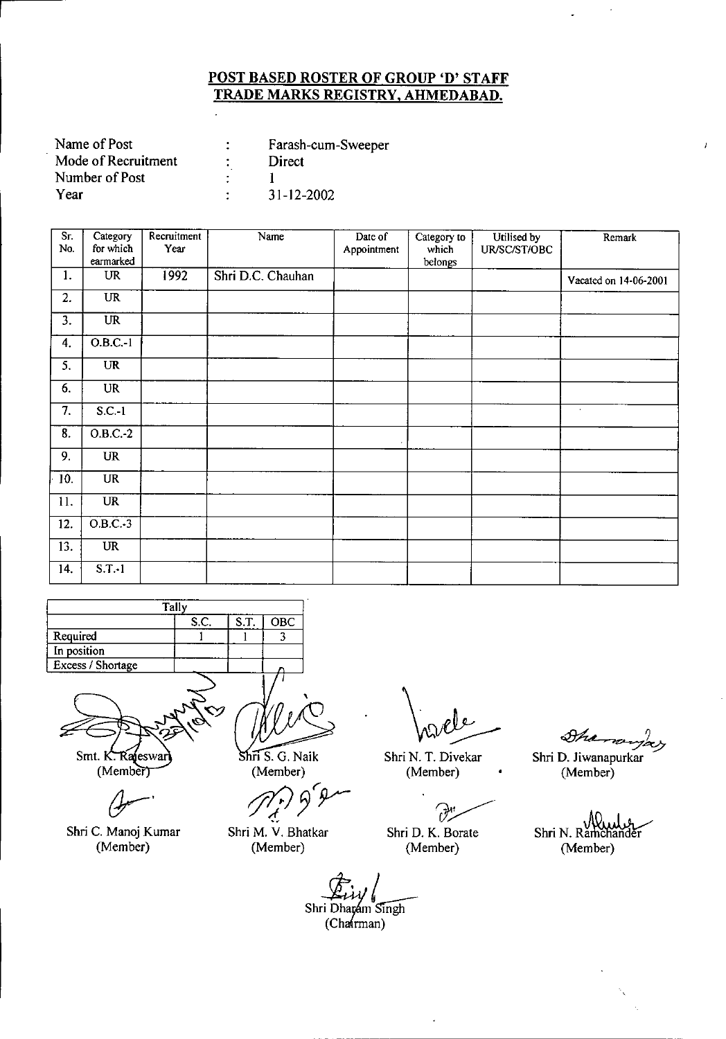**POST BASED ROSTER OF GROUP 'D' STAFF**
**TRADE MARKS REGISTRY, AHMEDABAD.**

| | | |
|---|---|---|
| Name of Post | : | Farash-cum-Sweeper |
| Mode of Recruitment | : | Direct |
| Number of Post | : | 1 |
| Year | : | 31-12-2002 |

| Sr. No. | Category for which earmarked | Recruitment Year | Name | Date of Appointment | Category to which belongs | Utilised by UR/SC/ST/OBC | Remark |
|---|---|---|---|---|---|---|---|
| 1. | UR | 1992 | Shri D.C. Chauhan | | | | Vacated on 14-06-2001 |
| 2. | UR | | | | | | |
| 3. | UR | | | | | | |
| 4. | O.B.C.-1 | | | | | | |
| 5. | UR | | | | | | |
| 6. | UR | | | | | | |
| 7. | S.C.-1 | | | | | | |
| 8. | O.B.C.-2 | | | | | | |
| 9. | UR | | | | | | |
| 10. | UR | | | | | | |
| 11. | UR | | | | | | |
| 12. | O.B.C.-3 | | | | | | |
| 13. | UR | | | | | | |
| 14. | S.T.-1 | | | | | | |

| Tally | | | |
|---|---|---|---|
| | S.C. | S.T. | OBC |
| Required | 1 | 1 | 3 |
| In position | | | |
| Excess / Shortage | | | |

Smt. K. Rajeswari (Member)

Shri S. G. Naik (Member)

Shri N. T. Divekar (Member)

Shri D. Jiwanapurkar (Member)

Shri C. Manoj Kumar (Member)

Shri M. V. Bhatkar (Member)

Shri D. K. Borate (Member)

Shri N. Ramchander (Member)

Shri Dharam Singh (Chairman)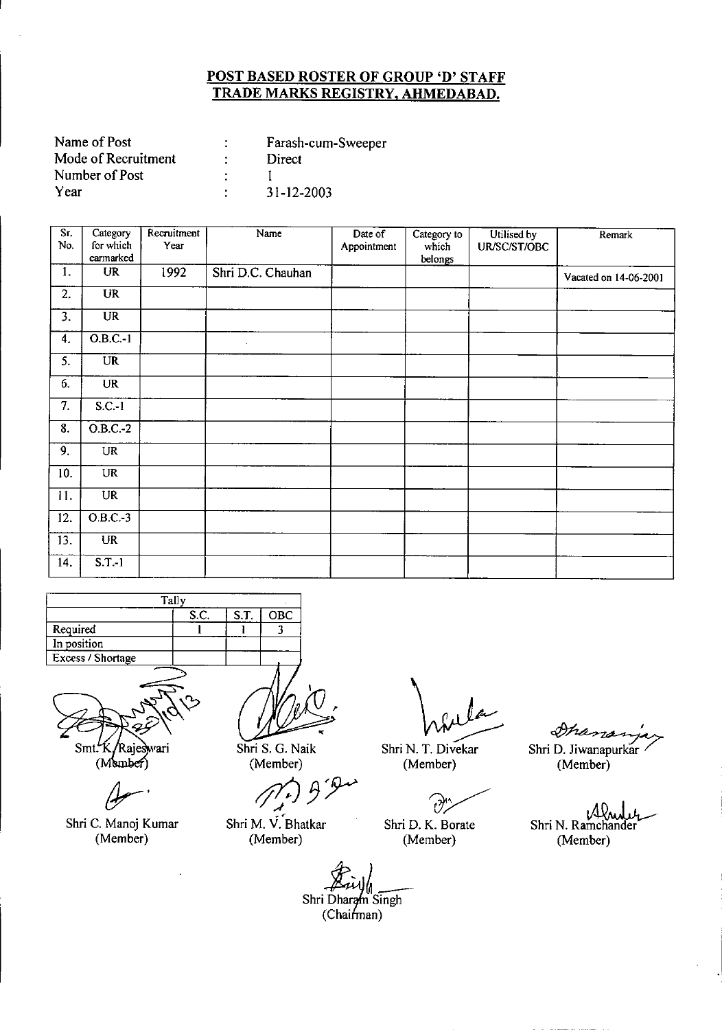## POST BASED ROSTER OF GROUP 'D' STAFF
## TRADE MARKS REGISTRY, AHMEDABAD.

Name of Post : Farash-cum-Sweeper
Mode of Recruitment : Direct
Number of Post : I
Year : 31-12-2003

| Sr. No. | Category for which earmarked | Recruitment Year | Name | Date of Appointment | Category to which belongs | Utilised by UR/SC/ST/OBC | Remark |
|---|---|---|---|---|---|---|---|
| 1. | UR | 1992 | Shri D.C. Chauhan | | | | Vacated on 14-06-2001 |
| 2. | UR | | | | | | |
| 3. | UR | | | | | | |
| 4. | O.B.C.-1 | | | | | | |
| 5. | UR | | | | | | |
| 6. | UR | | | | | | |
| 7. | S.C.-1 | | | | | | |
| 8. | O.B.C.-2 | | | | | | |
| 9. | UR | | | | | | |
| 10. | UR | | | | | | |
| 11. | UR | | | | | | |
| 12. | O.B.C.-3 | | | | | | |
| 13. | UR | | | | | | |
| 14. | S.T.-1 | | | | | | |

| Tally | | | |
|---|---|---|---|
| | S.C. | S.T. | OBC |
| Required | 1 | 1 | 3 |
| In position | | | |
| Excess / Shortage | | | |

Smt. K. Rajeswari (Member)

Shri S. G. Naik (Member)

Shri N. T. Divekar (Member)

Shri D. Jiwanapurkar (Member)

Shri C. Manoj Kumar (Member)

Shri M. V. Bhatkar (Member)

Shri D. K. Borate (Member)

Shri N. Ramchander (Member)

Shri Dharam Singh (Chairman)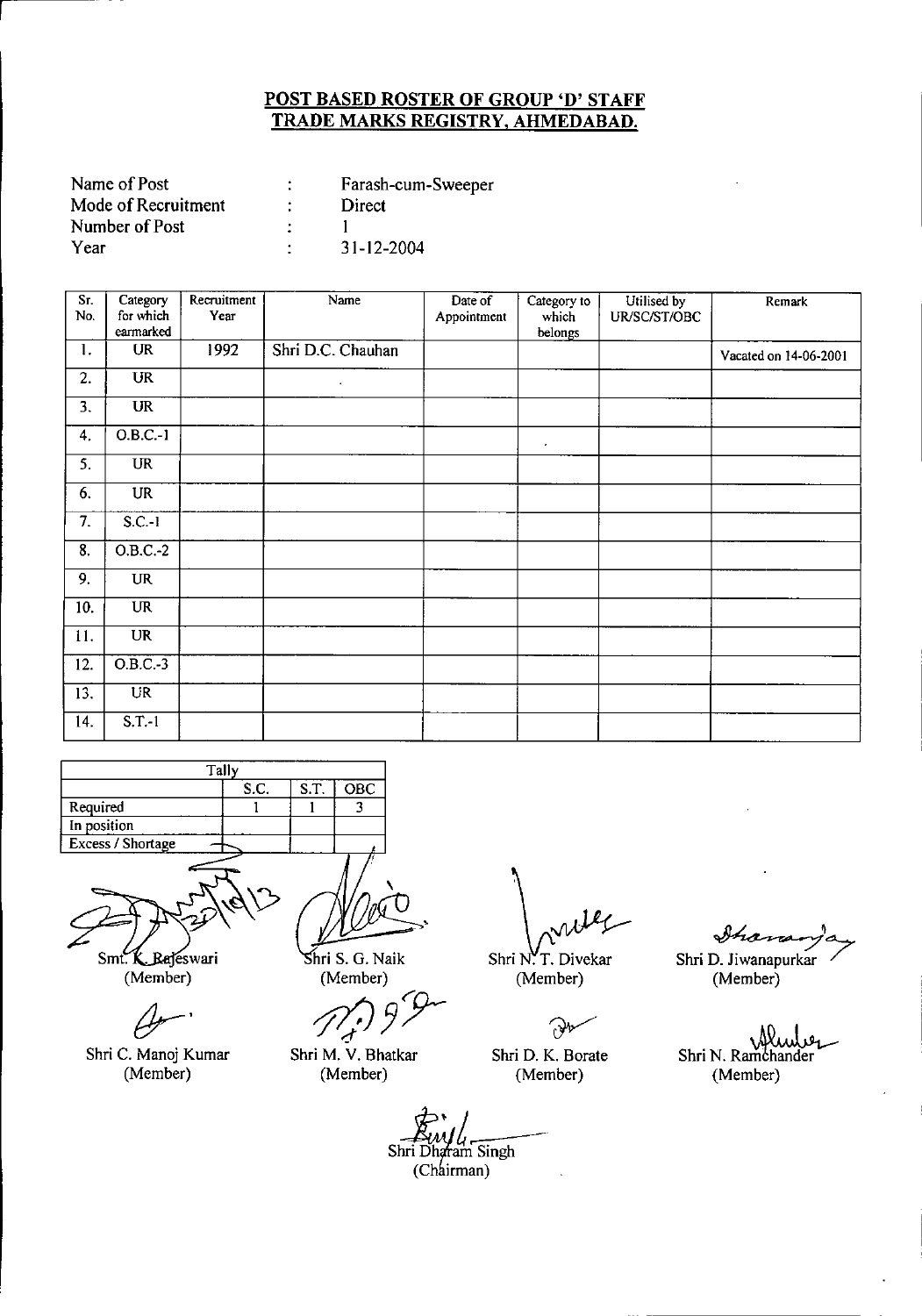## POST BASED ROSTER OF GROUP 'D' STAFF
## TRADE MARKS REGISTRY, AHMEDABAD.

Name of Post : Farash-cum-Sweeper
Mode of Recruitment : Direct
Number of Post : 1
Year : 31-12-2004

| Sr. No. | Category for which earmarked | Recruitment Year | Name | Date of Appointment | Category to which belongs | Utilised by UR/SC/ST/OBC | Remark |
|---|---|---|---|---|---|---|---|
| 1. | UR | 1992 | Shri D.C. Chauhan | | | | Vacated on 14-06-2001 |
| 2. | UR | | | | | | |
| 3. | UR | | | | | | |
| 4. | O.B.C.-1 | | | | | | |
| 5. | UR | | | | | | |
| 6. | UR | | | | | | |
| 7. | S.C.-1 | | | | | | |
| 8. | O.B.C.-2 | | | | | | |
| 9. | UR | | | | | | |
| 10. | UR | | | | | | |
| 11. | UR | | | | | | |
| 12. | O.B.C.-3 | | | | | | |
| 13. | UR | | | | | | |
| 14. | S.T.-1 | | | | | | |

| Tally | S.C. | S.T. | OBC |
|---|---|---|---|
| Required | 1 | 1 | 3 |
| In position | | | |
| Excess / Shortage | | | |

Smt. K. Rajeswari (Member) | Shri S. G. Naik (Member) | Shri N. T. Divekar (Member) | Shri D. Jiwanapurkar (Member)

Shri C. Manoj Kumar (Member) | Shri M. V. Bhatkar (Member) | Shri D. K. Borate (Member) | Shri N. Ramchander (Member)

Shri Dharam Singh (Chairman)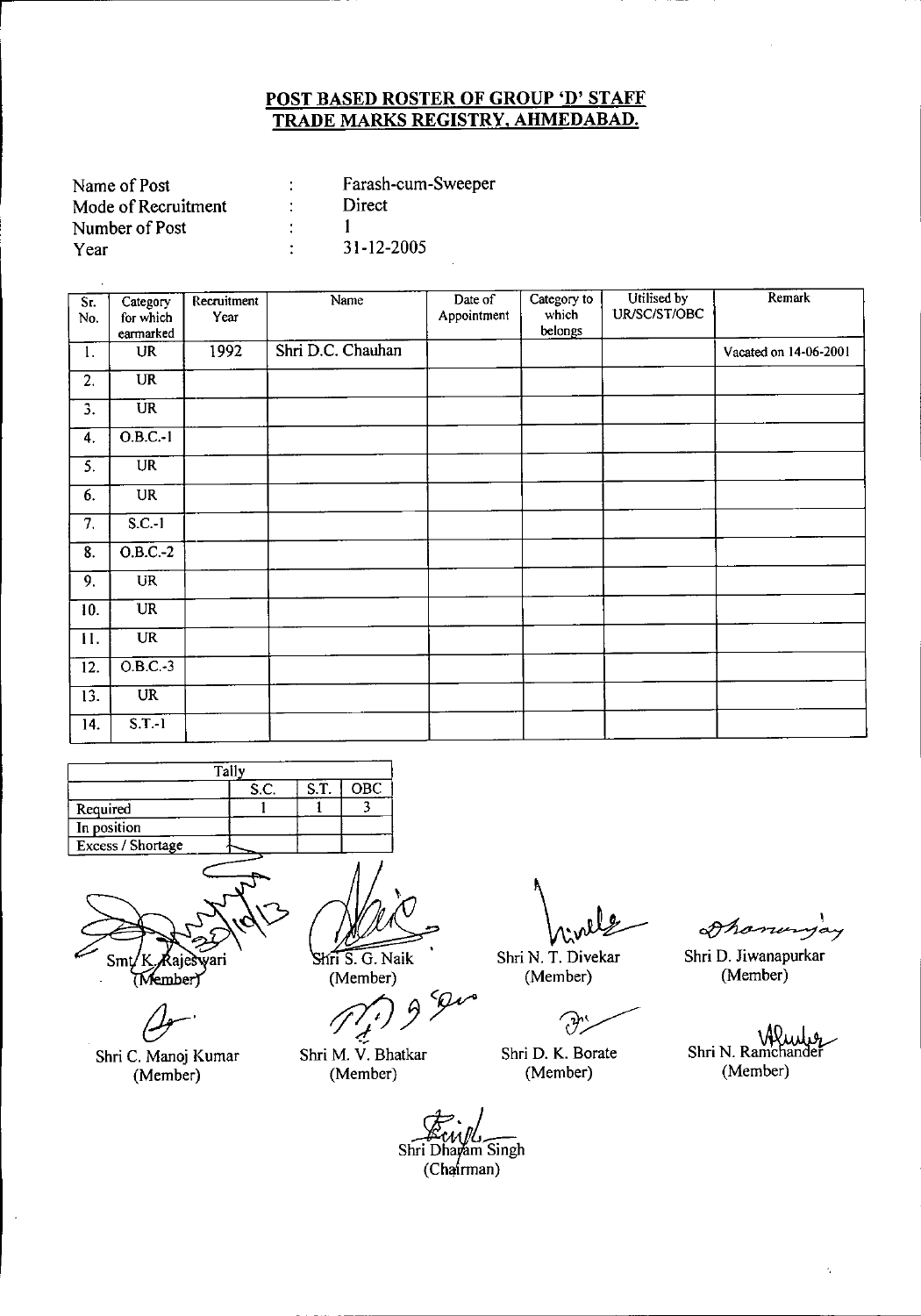# POST BASED ROSTER OF GROUP 'D' STAFF
# TRADE MARKS REGISTRY, AHMEDABAD.

| | | |
|---|---|---|
| Name of Post | : | Farash-cum-Sweeper |
| Mode of Recruitment | : | Direct |
| Number of Post | : | 1 |
| Year | : | 31-12-2005 |

| Sr. No. | Category for which earmarked | Recruitment Year | Name | Date of Appointment | Category to which belongs | Utilised by UR/SC/ST/OBC | Remark |
|---|---|---|---|---|---|---|---|
| 1. | UR | 1992 | Shri D.C. Chauhan | | | | Vacated on 14-06-2001 |
| 2. | UR | | | | | | |
| 3. | UR | | | | | | |
| 4. | O.B.C.-1 | | | | | | |
| 5. | UR | | | | | | |
| 6. | UR | | | | | | |
| 7. | S.C.-1 | | | | | | |
| 8. | O.B.C.-2 | | | | | | |
| 9. | UR | | | | | | |
| 10. | UR | | | | | | |
| 11. | UR | | | | | | |
| 12. | O.B.C.-3 | | | | | | |
| 13. | UR | | | | | | |
| 14. | S.T.-1 | | | | | | |

| Tally | | | |
|---|---|---|---|
| | S.C. | S.T. | OBC |
| Required | 1 | 1 | 3 |
| In position | | | |
| Excess / Shortage | | | |

Smt. K. Rajeswari (Member)

Shri S. G. Naik (Member)

Shri N. T. Divekar (Member)

Shri D. Jiwanapurkar (Member)

Shri C. Manoj Kumar (Member)

Shri M. V. Bhatkar (Member)

Shri D. K. Borate (Member)

Shri N. Ramchander (Member)

Shri Dharam Singh (Chairman)